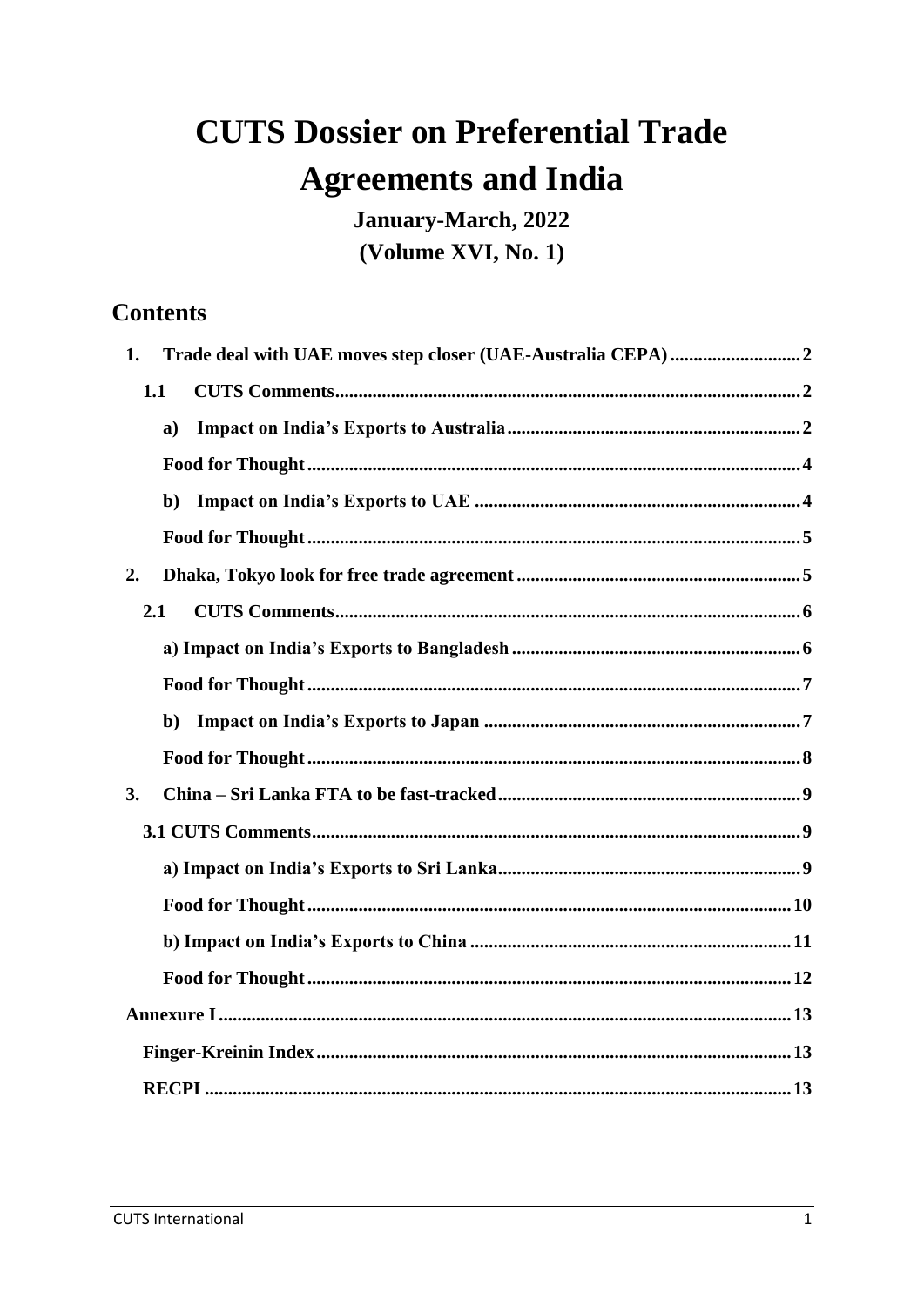# CUTS Dossier on Preferential Trade Agreements and India

**January-March, 2022**

**(Volume XVI, No. 1)**

## Contents

1. Trade deal with UAE moves step closer (UAE-Australia CEPA) ... 2
   - 1.1 CUTS Comments ... 2
     - a) Impact on India's Exports to Australia ... 2
     - Food for Thought ... 4
     - b) Impact on India's Exports to UAE ... 4
     - Food for Thought ... 5
2. Dhaka, Tokyo look for free trade agreement ... 5
   - 2.1 CUTS Comments ... 6
     - a) Impact on India's Exports to Bangladesh ... 6
     - Food for Thought ... 7
     - b) Impact on India's Exports to Japan ... 7
     - Food for Thought ... 8
3. China – Sri Lanka FTA to be fast-tracked ... 9
   - 3.1 CUTS Comments ... 9
     - a) Impact on India's Exports to Sri Lanka ... 9
     - Food for Thought ... 10
     - b) Impact on India's Exports to China ... 11
     - Food for Thought ... 12

Annexure I ... 13
- Finger-Kreinin Index ... 13
- RECPI ... 13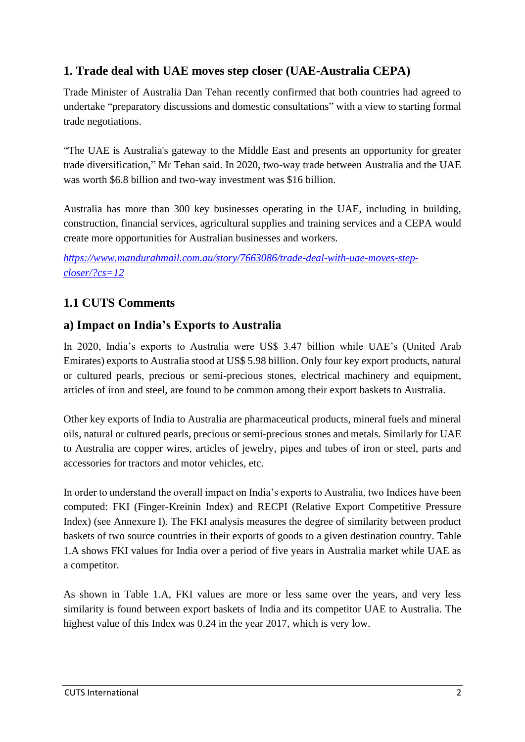## 1. Trade deal with UAE moves step closer (UAE-Australia CEPA)

Trade Minister of Australia Dan Tehan recently confirmed that both countries had agreed to undertake "preparatory discussions and domestic consultations" with a view to starting formal trade negotiations.

"The UAE is Australia's gateway to the Middle East and presents an opportunity for greater trade diversification," Mr Tehan said. In 2020, two-way trade between Australia and the UAE was worth $6.8 billion and two-way investment was $16 billion.

Australia has more than 300 key businesses operating in the UAE, including in building, construction, financial services, agricultural supplies and training services and a CEPA would create more opportunities for Australian businesses and workers.

*https://www.mandurahmail.com.au/story/7663086/trade-deal-with-uae-moves-step-closer/?cs=12*

### 1.1 CUTS Comments

### a) Impact on India's Exports to Australia

In 2020, India's exports to Australia were US$ 3.47 billion while UAE's (United Arab Emirates) exports to Australia stood at US$ 5.98 billion. Only four key export products, natural or cultured pearls, precious or semi-precious stones, electrical machinery and equipment, articles of iron and steel, are found to be common among their export baskets to Australia.

Other key exports of India to Australia are pharmaceutical products, mineral fuels and mineral oils, natural or cultured pearls, precious or semi-precious stones and metals. Similarly for UAE to Australia are copper wires, articles of jewelry, pipes and tubes of iron or steel, parts and accessories for tractors and motor vehicles, etc.

In order to understand the overall impact on India's exports to Australia, two Indices have been computed: FKI (Finger-Kreinin Index) and RECPI (Relative Export Competitive Pressure Index) (see Annexure I). The FKI analysis measures the degree of similarity between product baskets of two source countries in their exports of goods to a given destination country. Table 1.A shows FKI values for India over a period of five years in Australia market while UAE as a competitor.

As shown in Table 1.A, FKI values are more or less same over the years, and very less similarity is found between export baskets of India and its competitor UAE to Australia. The highest value of this Index was 0.24 in the year 2017, which is very low.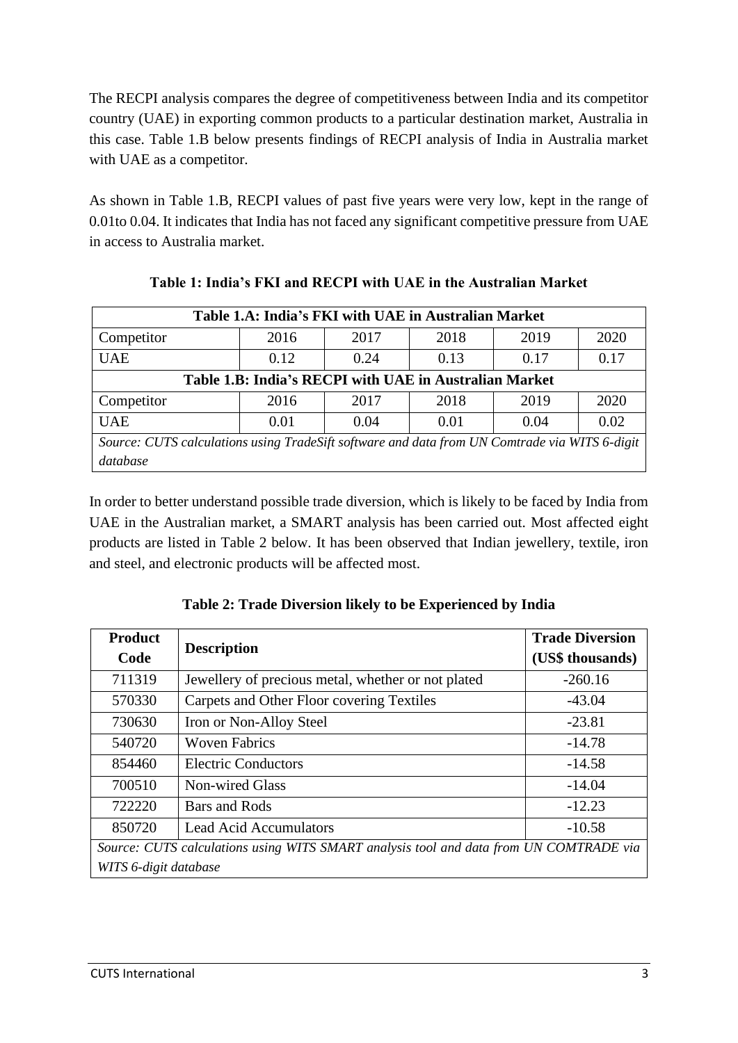The RECPI analysis compares the degree of competitiveness between India and its competitor country (UAE) in exporting common products to a particular destination market, Australia in this case. Table 1.B below presents findings of RECPI analysis of India in Australia market with UAE as a competitor.

As shown in Table 1.B, RECPI values of past five years were very low, kept in the range of 0.01to 0.04. It indicates that India has not faced any significant competitive pressure from UAE in access to Australia market.

**Table 1: India's FKI and RECPI with UAE in the Australian Market**

| **Table 1.A: India's FKI with UAE in Australian Market** | | | | | |
|---|---|---|---|---|---|
| Competitor | 2016 | 2017 | 2018 | 2019 | 2020 |
| UAE | 0.12 | 0.24 | 0.13 | 0.17 | 0.17 |
| **Table 1.B: India's RECPI with UAE in Australian Market** | | | | | |
| Competitor | 2016 | 2017 | 2018 | 2019 | 2020 |
| UAE | 0.01 | 0.04 | 0.01 | 0.04 | 0.02 |
| *Source: CUTS calculations using TradeSift software and data from UN Comtrade via WITS 6-digit database* | | | | | |

In order to better understand possible trade diversion, which is likely to be faced by India from UAE in the Australian market, a SMART analysis has been carried out. Most affected eight products are listed in Table 2 below. It has been observed that Indian jewellery, textile, iron and steel, and electronic products will be affected most.

**Table 2: Trade Diversion likely to be Experienced by India**

| **Product Code** | **Description** | **Trade Diversion (US$ thousands)** |
|---|---|---|
| 711319 | Jewellery of precious metal, whether or not plated | -260.16 |
| 570330 | Carpets and Other Floor covering Textiles | -43.04 |
| 730630 | Iron or Non-Alloy Steel | -23.81 |
| 540720 | Woven Fabrics | -14.78 |
| 854460 | Electric Conductors | -14.58 |
| 700510 | Non-wired Glass | -14.04 |
| 722220 | Bars and Rods | -12.23 |
| 850720 | Lead Acid Accumulators | -10.58 |
| *Source: CUTS calculations using WITS SMART analysis tool and data from UN COMTRADE via WITS 6-digit database* | | |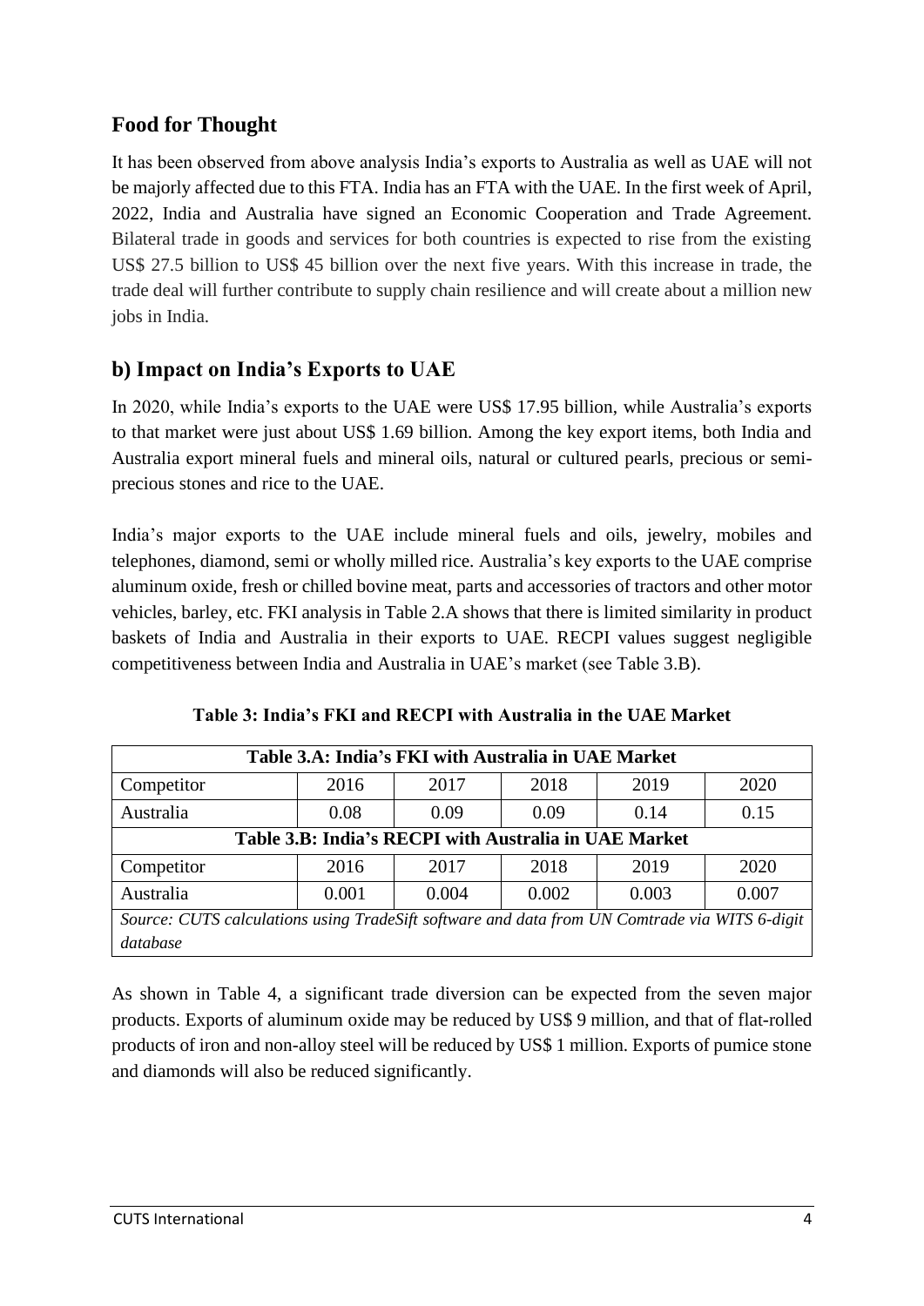## Food for Thought

It has been observed from above analysis India's exports to Australia as well as UAE will not be majorly affected due to this FTA. India has an FTA with the UAE. In the first week of April, 2022, India and Australia have signed an Economic Cooperation and Trade Agreement. Bilateral trade in goods and services for both countries is expected to rise from the existing US$ 27.5 billion to US$ 45 billion over the next five years. With this increase in trade, the trade deal will further contribute to supply chain resilience and will create about a million new jobs in India.

## b) Impact on India's Exports to UAE

In 2020, while India's exports to the UAE were US$ 17.95 billion, while Australia's exports to that market were just about US$ 1.69 billion. Among the key export items, both India and Australia export mineral fuels and mineral oils, natural or cultured pearls, precious or semi-precious stones and rice to the UAE.

India's major exports to the UAE include mineral fuels and oils, jewelry, mobiles and telephones, diamond, semi or wholly milled rice. Australia's key exports to the UAE comprise aluminum oxide, fresh or chilled bovine meat, parts and accessories of tractors and other motor vehicles, barley, etc. FKI analysis in Table 2.A shows that there is limited similarity in product baskets of India and Australia in their exports to UAE. RECPI values suggest negligible competitiveness between India and Australia in UAE's market (see Table 3.B).

**Table 3: India's FKI and RECPI with Australia in the UAE Market**

| **Table 3.A: India's FKI with Australia in UAE Market** | | | | | |
|---|---|---|---|---|---|
| Competitor | 2016 | 2017 | 2018 | 2019 | 2020 |
| Australia | 0.08 | 0.09 | 0.09 | 0.14 | 0.15 |
| **Table 3.B: India's RECPI with Australia in UAE Market** | | | | | |
| Competitor | 2016 | 2017 | 2018 | 2019 | 2020 |
| Australia | 0.001 | 0.004 | 0.002 | 0.003 | 0.007 |
| *Source: CUTS calculations using TradeSift software and data from UN Comtrade via WITS 6-digit database* | | | | | |

As shown in Table 4, a significant trade diversion can be expected from the seven major products. Exports of aluminum oxide may be reduced by US$ 9 million, and that of flat-rolled products of iron and non-alloy steel will be reduced by US$ 1 million. Exports of pumice stone and diamonds will also be reduced significantly.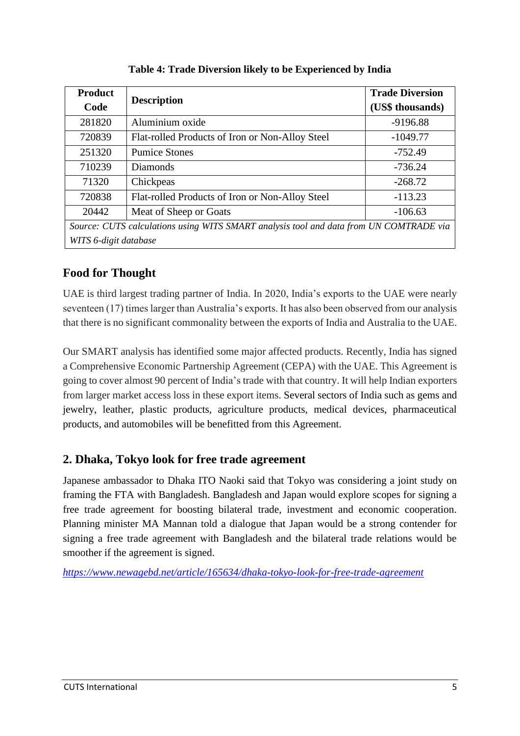**Table 4: Trade Diversion likely to be Experienced by India**

| Product Code | Description | Trade Diversion (US$ thousands) |
|---|---|---|
| 281820 | Aluminium oxide | -9196.88 |
| 720839 | Flat-rolled Products of Iron or Non-Alloy Steel | -1049.77 |
| 251320 | Pumice Stones | -752.49 |
| 710239 | Diamonds | -736.24 |
| 71320 | Chickpeas | -268.72 |
| 720838 | Flat-rolled Products of Iron or Non-Alloy Steel | -113.23 |
| 20442 | Meat of Sheep or Goats | -106.63 |

*Source: CUTS calculations using WITS SMART analysis tool and data from UN COMTRADE via WITS 6-digit database*

## Food for Thought

UAE is third largest trading partner of India. In 2020, India's exports to the UAE were nearly seventeen (17) times larger than Australia's exports. It has also been observed from our analysis that there is no significant commonality between the exports of India and Australia to the UAE.

Our SMART analysis has identified some major affected products. Recently, India has signed a Comprehensive Economic Partnership Agreement (CEPA) with the UAE. This Agreement is going to cover almost 90 percent of India's trade with that country. It will help Indian exporters from larger market access loss in these export items. Several sectors of India such as gems and jewelry, leather, plastic products, agriculture products, medical devices, pharmaceutical products, and automobiles will be benefitted from this Agreement.

## 2. Dhaka, Tokyo look for free trade agreement

Japanese ambassador to Dhaka ITO Naoki said that Tokyo was considering a joint study on framing the FTA with Bangladesh. Bangladesh and Japan would explore scopes for signing a free trade agreement for boosting bilateral trade, investment and economic cooperation. Planning minister MA Mannan told a dialogue that Japan would be a strong contender for signing a free trade agreement with Bangladesh and the bilateral trade relations would be smoother if the agreement is signed.

*https://www.newagebd.net/article/165634/dhaka-tokyo-look-for-free-trade-agreement*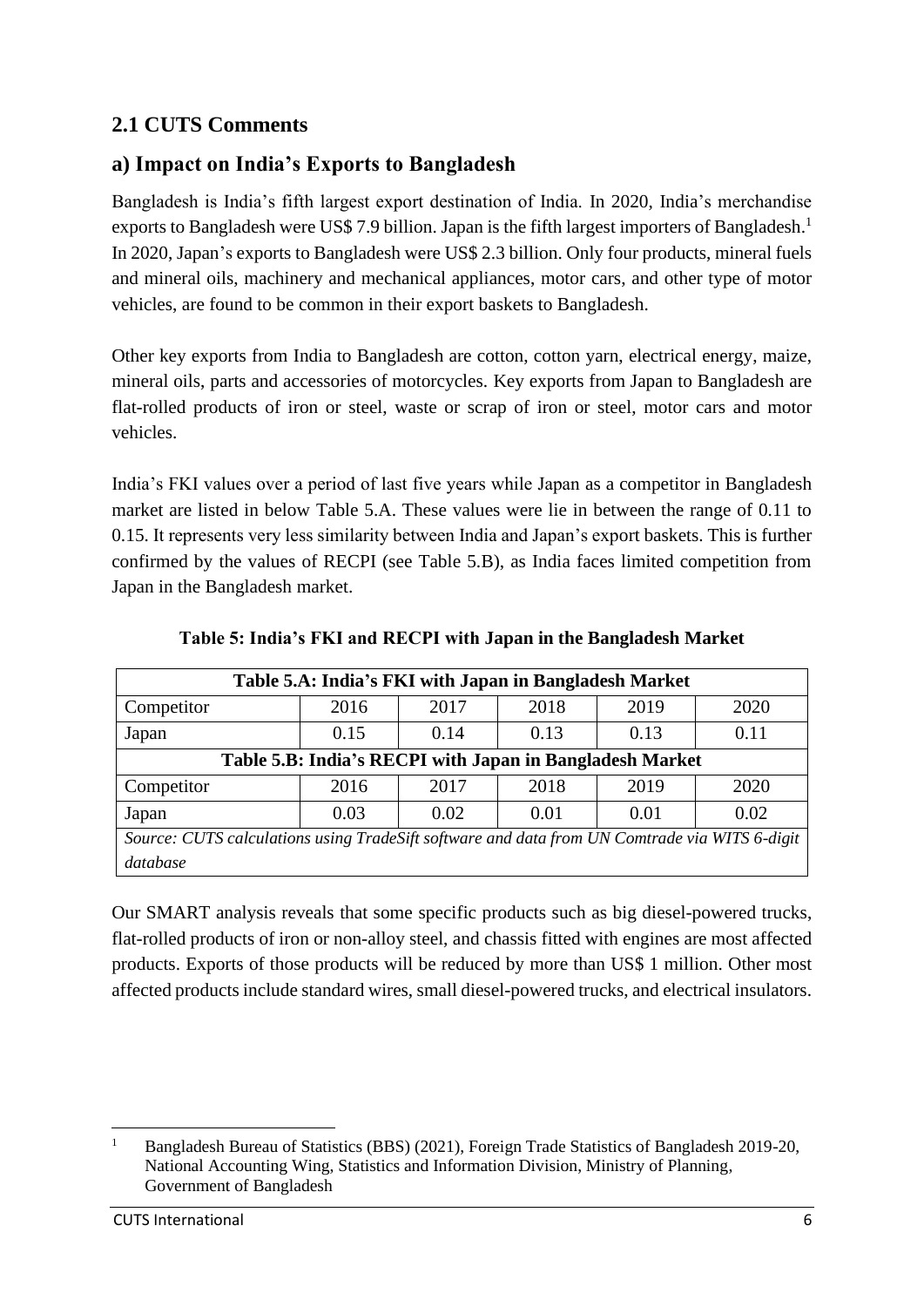## 2.1 CUTS Comments

### a) Impact on India's Exports to Bangladesh

Bangladesh is India's fifth largest export destination of India. In 2020, India's merchandise exports to Bangladesh were US$ 7.9 billion. Japan is the fifth largest importers of Bangladesh.[1] In 2020, Japan's exports to Bangladesh were US$ 2.3 billion. Only four products, mineral fuels and mineral oils, machinery and mechanical appliances, motor cars, and other type of motor vehicles, are found to be common in their export baskets to Bangladesh.

Other key exports from India to Bangladesh are cotton, cotton yarn, electrical energy, maize, mineral oils, parts and accessories of motorcycles. Key exports from Japan to Bangladesh are flat-rolled products of iron or steel, waste or scrap of iron or steel, motor cars and motor vehicles.

India's FKI values over a period of last five years while Japan as a competitor in Bangladesh market are listed in below Table 5.A. These values were lie in between the range of 0.11 to 0.15. It represents very less similarity between India and Japan's export baskets. This is further confirmed by the values of RECPI (see Table 5.B), as India faces limited competition from Japan in the Bangladesh market.

**Table 5: India's FKI and RECPI with Japan in the Bangladesh Market**

| **Table 5.A: India's FKI with Japan in Bangladesh Market** | | | | | |
|---|---|---|---|---|---|
| Competitor | 2016 | 2017 | 2018 | 2019 | 2020 |
| Japan | 0.15 | 0.14 | 0.13 | 0.13 | 0.11 |
| **Table 5.B: India's RECPI with Japan in Bangladesh Market** | | | | | |
| Competitor | 2016 | 2017 | 2018 | 2019 | 2020 |
| Japan | 0.03 | 0.02 | 0.01 | 0.01 | 0.02 |

*Source: CUTS calculations using TradeSift software and data from UN Comtrade via WITS 6-digit database*

Our SMART analysis reveals that some specific products such as big diesel-powered trucks, flat-rolled products of iron or non-alloy steel, and chassis fitted with engines are most affected products. Exports of those products will be reduced by more than US$ 1 million. Other most affected products include standard wires, small diesel-powered trucks, and electrical insulators.

[1] Bangladesh Bureau of Statistics (BBS) (2021), Foreign Trade Statistics of Bangladesh 2019-20, National Accounting Wing, Statistics and Information Division, Ministry of Planning, Government of Bangladesh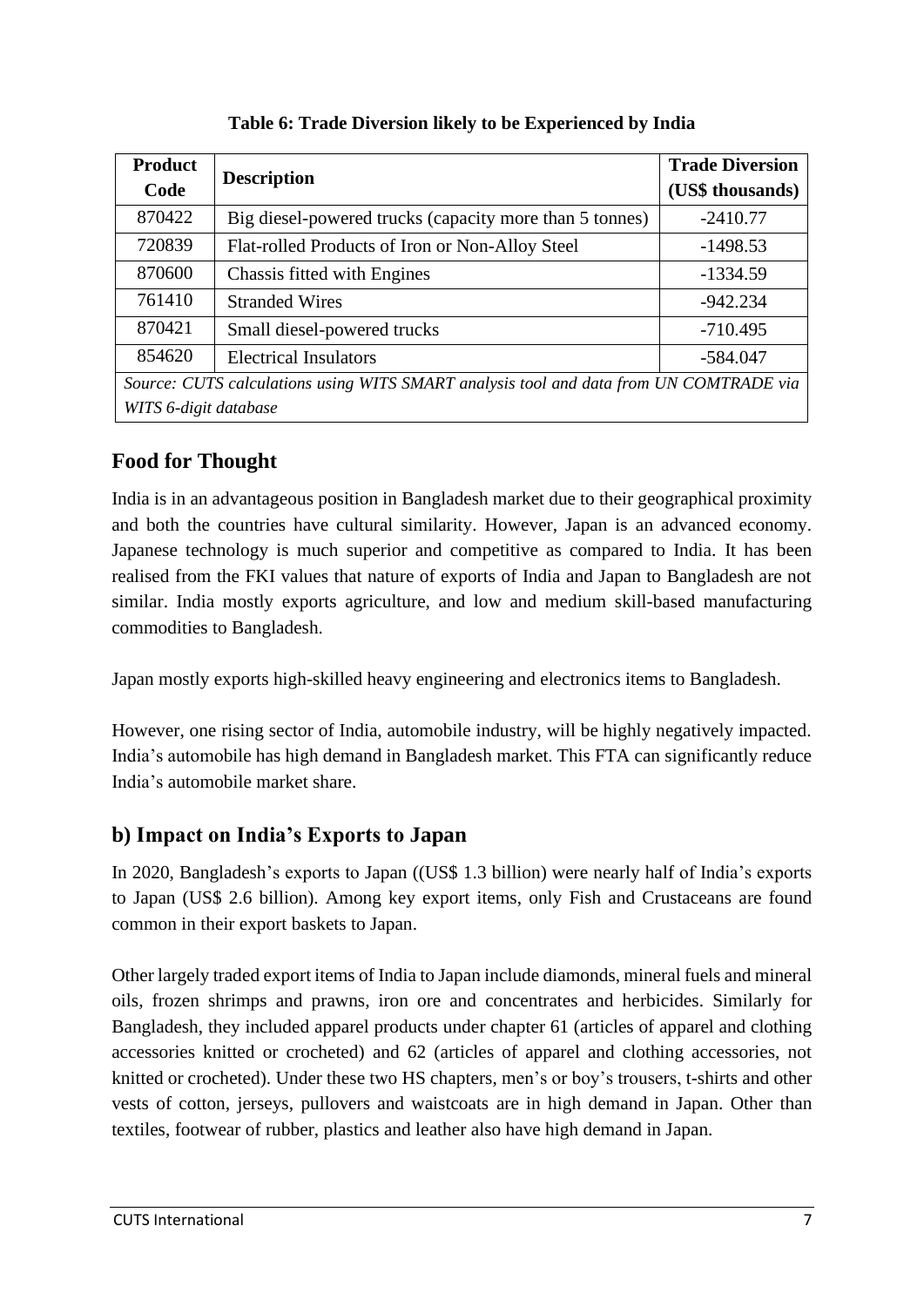**Table 6: Trade Diversion likely to be Experienced by India**

| Product Code | Description | Trade Diversion (US$ thousands) |
|---|---|---|
| 870422 | Big diesel-powered trucks (capacity more than 5 tonnes) | -2410.77 |
| 720839 | Flat-rolled Products of Iron or Non-Alloy Steel | -1498.53 |
| 870600 | Chassis fitted with Engines | -1334.59 |
| 761410 | Stranded Wires | -942.234 |
| 870421 | Small diesel-powered trucks | -710.495 |
| 854620 | Electrical Insulators | -584.047 |

*Source: CUTS calculations using WITS SMART analysis tool and data from UN COMTRADE via WITS 6-digit database*

## Food for Thought

India is in an advantageous position in Bangladesh market due to their geographical proximity and both the countries have cultural similarity. However, Japan is an advanced economy. Japanese technology is much superior and competitive as compared to India. It has been realised from the FKI values that nature of exports of India and Japan to Bangladesh are not similar. India mostly exports agriculture, and low and medium skill-based manufacturing commodities to Bangladesh.

Japan mostly exports high-skilled heavy engineering and electronics items to Bangladesh.

However, one rising sector of India, automobile industry, will be highly negatively impacted. India's automobile has high demand in Bangladesh market. This FTA can significantly reduce India's automobile market share.

## b) Impact on India's Exports to Japan

In 2020, Bangladesh's exports to Japan ((US$ 1.3 billion) were nearly half of India's exports to Japan (US$ 2.6 billion). Among key export items, only Fish and Crustaceans are found common in their export baskets to Japan.

Other largely traded export items of India to Japan include diamonds, mineral fuels and mineral oils, frozen shrimps and prawns, iron ore and concentrates and herbicides. Similarly for Bangladesh, they included apparel products under chapter 61 (articles of apparel and clothing accessories knitted or crocheted) and 62 (articles of apparel and clothing accessories, not knitted or crocheted). Under these two HS chapters, men's or boy's trousers, t-shirts and other vests of cotton, jerseys, pullovers and waistcoats are in high demand in Japan. Other than textiles, footwear of rubber, plastics and leather also have high demand in Japan.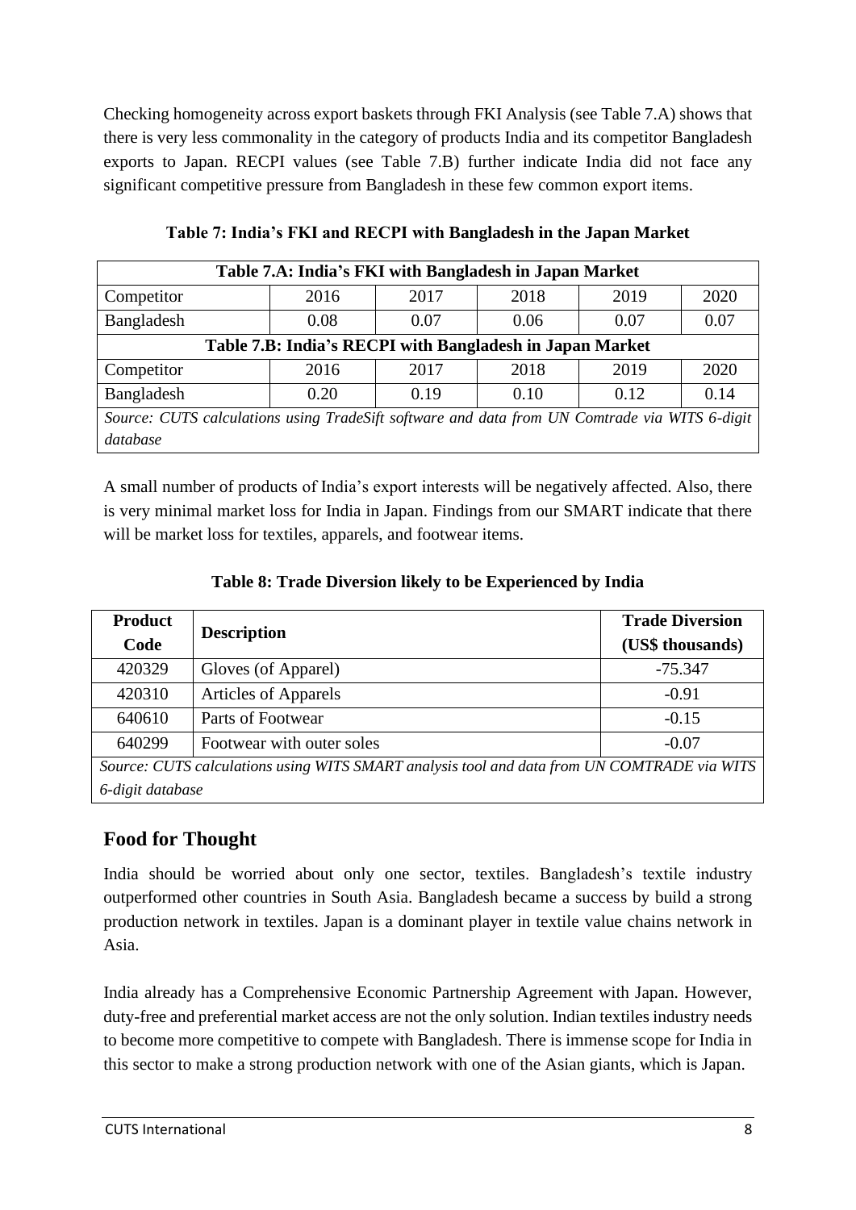Checking homogeneity across export baskets through FKI Analysis (see Table 7.A) shows that there is very less commonality in the category of products India and its competitor Bangladesh exports to Japan. RECPI values (see Table 7.B) further indicate India did not face any significant competitive pressure from Bangladesh in these few common export items.

**Table 7: India's FKI and RECPI with Bangladesh in the Japan Market**

| **Table 7.A: India's FKI with Bangladesh in Japan Market** | | | | | |
|---|---|---|---|---|---|
| Competitor | 2016 | 2017 | 2018 | 2019 | 2020 |
| Bangladesh | 0.08 | 0.07 | 0.06 | 0.07 | 0.07 |
| **Table 7.B: India's RECPI with Bangladesh in Japan Market** | | | | | |
| Competitor | 2016 | 2017 | 2018 | 2019 | 2020 |
| Bangladesh | 0.20 | 0.19 | 0.10 | 0.12 | 0.14 |

*Source: CUTS calculations using TradeSift software and data from UN Comtrade via WITS 6-digit database*

A small number of products of India's export interests will be negatively affected. Also, there is very minimal market loss for India in Japan. Findings from our SMART indicate that there will be market loss for textiles, apparels, and footwear items.

**Table 8: Trade Diversion likely to be Experienced by India**

| **Product Code** | **Description** | **Trade Diversion (US$ thousands)** |
|---|---|---|
| 420329 | Gloves (of Apparel) | -75.347 |
| 420310 | Articles of Apparels | -0.91 |
| 640610 | Parts of Footwear | -0.15 |
| 640299 | Footwear with outer soles | -0.07 |

*Source: CUTS calculations using WITS SMART analysis tool and data from UN COMTRADE via WITS 6-digit database*

## Food for Thought

India should be worried about only one sector, textiles. Bangladesh's textile industry outperformed other countries in South Asia. Bangladesh became a success by build a strong production network in textiles. Japan is a dominant player in textile value chains network in Asia.

India already has a Comprehensive Economic Partnership Agreement with Japan. However, duty-free and preferential market access are not the only solution. Indian textiles industry needs to become more competitive to compete with Bangladesh. There is immense scope for India in this sector to make a strong production network with one of the Asian giants, which is Japan.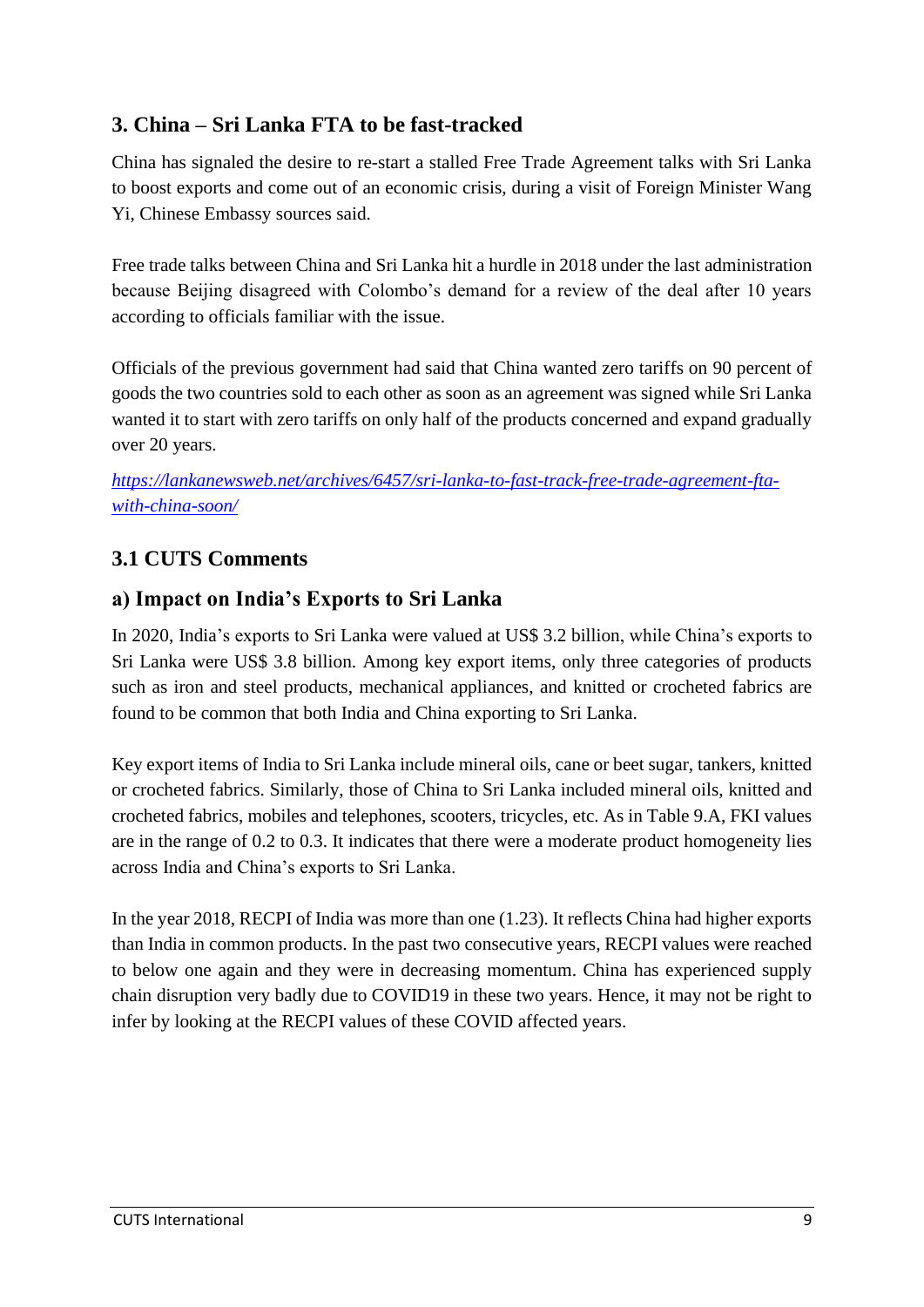## 3. China – Sri Lanka FTA to be fast-tracked

China has signaled the desire to re-start a stalled Free Trade Agreement talks with Sri Lanka to boost exports and come out of an economic crisis, during a visit of Foreign Minister Wang Yi, Chinese Embassy sources said.

Free trade talks between China and Sri Lanka hit a hurdle in 2018 under the last administration because Beijing disagreed with Colombo's demand for a review of the deal after 10 years according to officials familiar with the issue.

Officials of the previous government had said that China wanted zero tariffs on 90 percent of goods the two countries sold to each other as soon as an agreement was signed while Sri Lanka wanted it to start with zero tariffs on only half of the products concerned and expand gradually over 20 years.

*https://lankanewsweb.net/archives/6457/sri-lanka-to-fast-track-free-trade-agreement-fta-with-china-soon/*

### 3.1 CUTS Comments

### a) Impact on India's Exports to Sri Lanka

In 2020, India's exports to Sri Lanka were valued at US$ 3.2 billion, while China's exports to Sri Lanka were US$ 3.8 billion. Among key export items, only three categories of products such as iron and steel products, mechanical appliances, and knitted or crocheted fabrics are found to be common that both India and China exporting to Sri Lanka.

Key export items of India to Sri Lanka include mineral oils, cane or beet sugar, tankers, knitted or crocheted fabrics. Similarly, those of China to Sri Lanka included mineral oils, knitted and crocheted fabrics, mobiles and telephones, scooters, tricycles, etc. As in Table 9.A, FKI values are in the range of 0.2 to 0.3. It indicates that there were a moderate product homogeneity lies across India and China's exports to Sri Lanka.

In the year 2018, RECPI of India was more than one (1.23). It reflects China had higher exports than India in common products. In the past two consecutive years, RECPI values were reached to below one again and they were in decreasing momentum. China has experienced supply chain disruption very badly due to COVID19 in these two years. Hence, it may not be right to infer by looking at the RECPI values of these COVID affected years.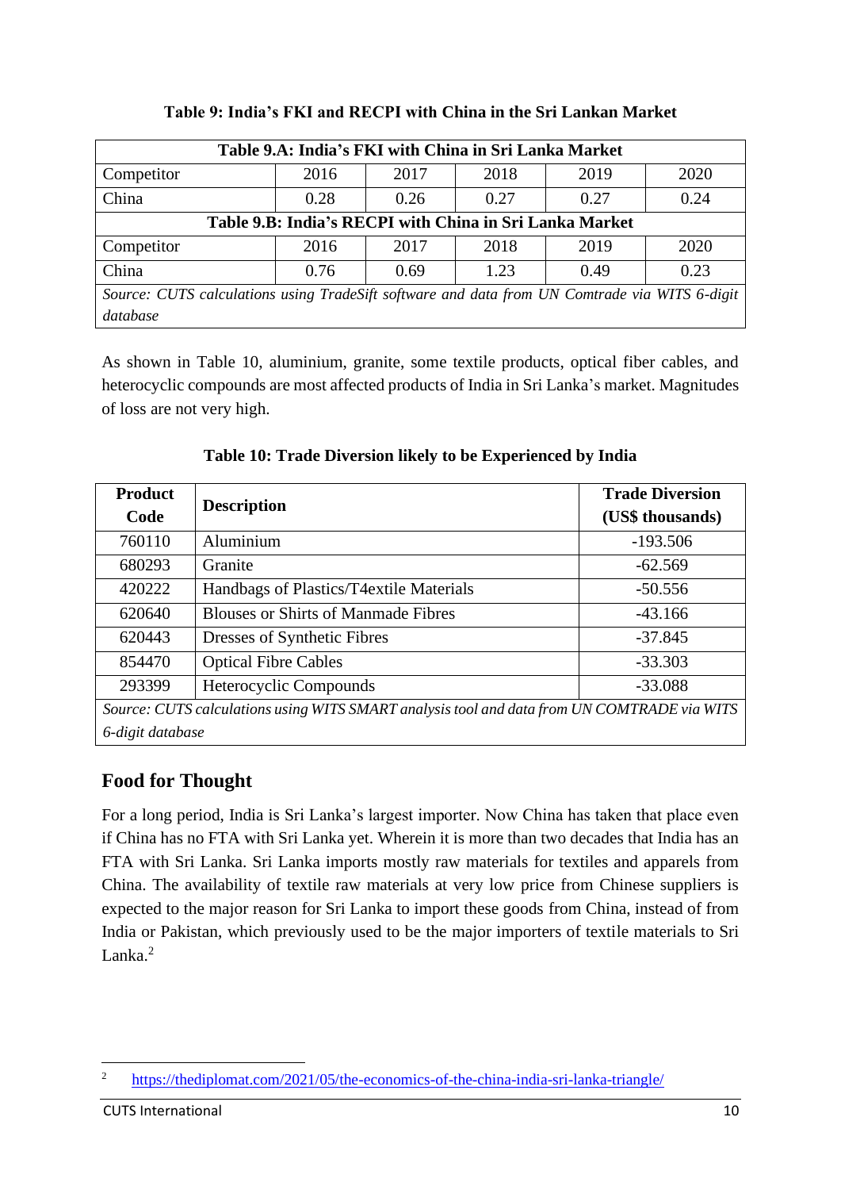**Table 9: India's FKI and RECPI with China in the Sri Lankan Market**

| Table 9.A: India's FKI with China in Sri Lanka Market | | | | | |
|---|---|---|---|---|---|
| Competitor | 2016 | 2017 | 2018 | 2019 | 2020 |
| China | 0.28 | 0.26 | 0.27 | 0.27 | 0.24 |
| **Table 9.B: India's RECPI with China in Sri Lanka Market** | | | | | |
| Competitor | 2016 | 2017 | 2018 | 2019 | 2020 |
| China | 0.76 | 0.69 | 1.23 | 0.49 | 0.23 |

*Source: CUTS calculations using TradeSift software and data from UN Comtrade via WITS 6-digit database*

As shown in Table 10, aluminium, granite, some textile products, optical fiber cables, and heterocyclic compounds are most affected products of India in Sri Lanka's market. Magnitudes of loss are not very high.

**Table 10: Trade Diversion likely to be Experienced by India**

| Product Code | Description | Trade Diversion (US$ thousands) |
|---|---|---|
| 760110 | Aluminium | -193.506 |
| 680293 | Granite | -62.569 |
| 420222 | Handbags of Plastics/T4extile Materials | -50.556 |
| 620640 | Blouses or Shirts of Manmade Fibres | -43.166 |
| 620443 | Dresses of Synthetic Fibres | -37.845 |
| 854470 | Optical Fibre Cables | -33.303 |
| 293399 | Heterocyclic Compounds | -33.088 |

*Source: CUTS calculations using WITS SMART analysis tool and data from UN COMTRADE via WITS 6-digit database*

## Food for Thought

For a long period, India is Sri Lanka's largest importer. Now China has taken that place even if China has no FTA with Sri Lanka yet. Wherein it is more than two decades that India has an FTA with Sri Lanka. Sri Lanka imports mostly raw materials for textiles and apparels from China. The availability of textile raw materials at very low price from Chinese suppliers is expected to the major reason for Sri Lanka to import these goods from China, instead of from India or Pakistan, which previously used to be the major importers of textile materials to Sri Lanka.[2]

---

[2] https://thediplomat.com/2021/05/the-economics-of-the-china-india-sri-lanka-triangle/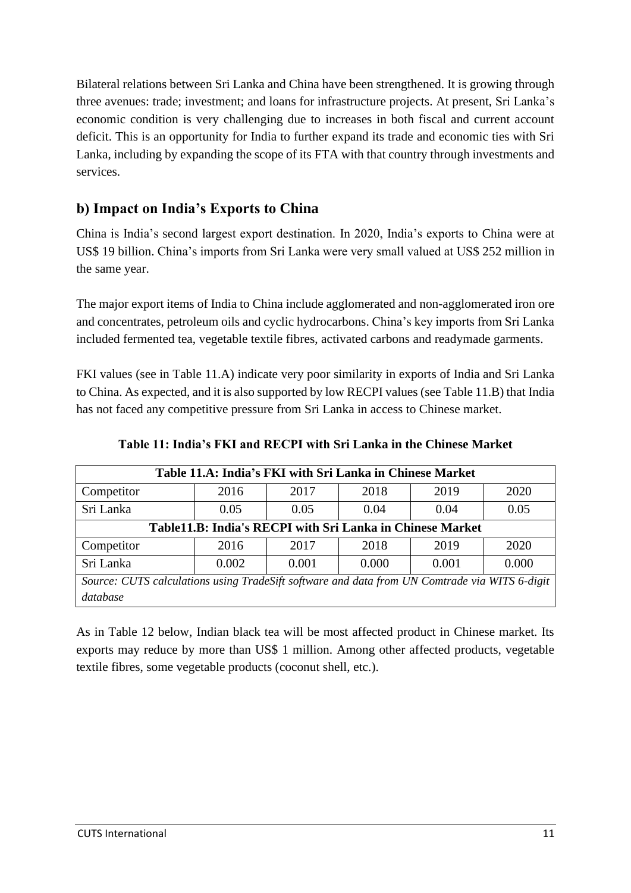Bilateral relations between Sri Lanka and China have been strengthened. It is growing through three avenues: trade; investment; and loans for infrastructure projects. At present, Sri Lanka's economic condition is very challenging due to increases in both fiscal and current account deficit. This is an opportunity for India to further expand its trade and economic ties with Sri Lanka, including by expanding the scope of its FTA with that country through investments and services.

## b) Impact on India's Exports to China

China is India's second largest export destination. In 2020, India's exports to China were at US$ 19 billion. China's imports from Sri Lanka were very small valued at US$ 252 million in the same year.

The major export items of India to China include agglomerated and non-agglomerated iron ore and concentrates, petroleum oils and cyclic hydrocarbons. China's key imports from Sri Lanka included fermented tea, vegetable textile fibres, activated carbons and readymade garments.

FKI values (see in Table 11.A) indicate very poor similarity in exports of India and Sri Lanka to China. As expected, and it is also supported by low RECPI values (see Table 11.B) that India has not faced any competitive pressure from Sri Lanka in access to Chinese market.

**Table 11: India's FKI and RECPI with Sri Lanka in the Chinese Market**

| **Table 11.A: India's FKI with Sri Lanka in Chinese Market** | | | | | |
|---|---|---|---|---|---|
| Competitor | 2016 | 2017 | 2018 | 2019 | 2020 |
| Sri Lanka | 0.05 | 0.05 | 0.04 | 0.04 | 0.05 |
| **Table11.B: India's RECPI with Sri Lanka in Chinese Market** | | | | | |
| Competitor | 2016 | 2017 | 2018 | 2019 | 2020 |
| Sri Lanka | 0.002 | 0.001 | 0.000 | 0.001 | 0.000 |
| *Source: CUTS calculations using TradeSift software and data from UN Comtrade via WITS 6-digit database* | | | | | |

As in Table 12 below, Indian black tea will be most affected product in Chinese market. Its exports may reduce by more than US$ 1 million. Among other affected products, vegetable textile fibres, some vegetable products (coconut shell, etc.).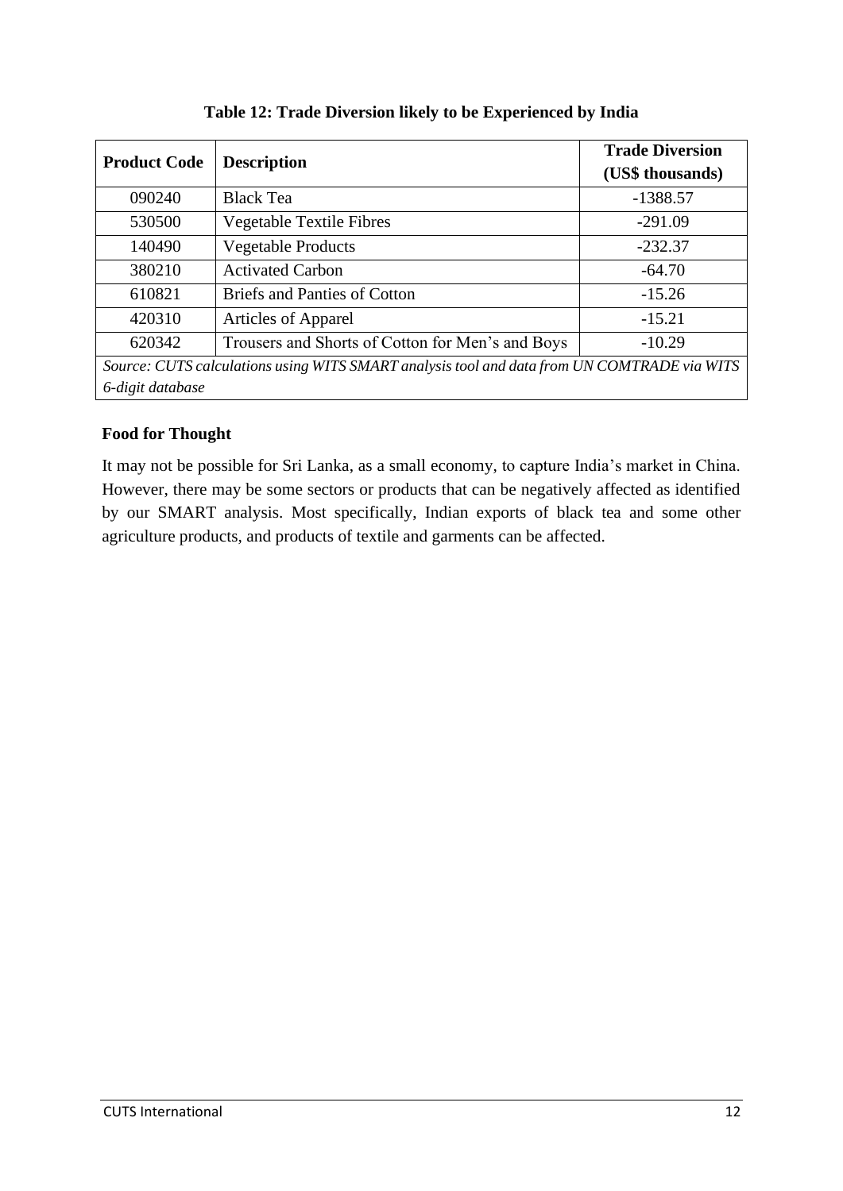**Table 12: Trade Diversion likely to be Experienced by India**

| Product Code | Description | Trade Diversion (US$ thousands) |
|---|---|---|
| 090240 | Black Tea | -1388.57 |
| 530500 | Vegetable Textile Fibres | -291.09 |
| 140490 | Vegetable Products | -232.37 |
| 380210 | Activated Carbon | -64.70 |
| 610821 | Briefs and Panties of Cotton | -15.26 |
| 420310 | Articles of Apparel | -15.21 |
| 620342 | Trousers and Shorts of Cotton for Men's and Boys | -10.29 |

*Source: CUTS calculations using WITS SMART analysis tool and data from UN COMTRADE via WITS 6-digit database*

**Food for Thought**

It may not be possible for Sri Lanka, as a small economy, to capture India's market in China. However, there may be some sectors or products that can be negatively affected as identified by our SMART analysis. Most specifically, Indian exports of black tea and some other agriculture products, and products of textile and garments can be affected.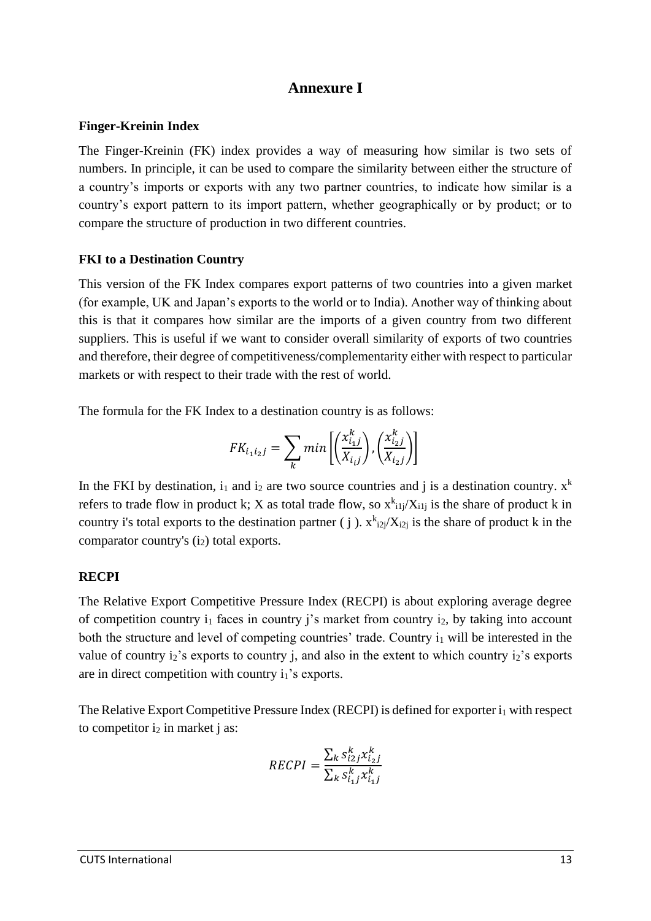# Annexure I

### Finger-Kreinin Index

The Finger-Kreinin (FK) index provides a way of measuring how similar is two sets of numbers. In principle, it can be used to compare the similarity between either the structure of a country's imports or exports with any two partner countries, to indicate how similar is a country's export pattern to its import pattern, whether geographically or by product; or to compare the structure of production in two different countries.

### FKI to a Destination Country

This version of the FK Index compares export patterns of two countries into a given market (for example, UK and Japan's exports to the world or to India). Another way of thinking about this is that it compares how similar are the imports of a given country from two different suppliers. This is useful if we want to consider overall similarity of exports of two countries and therefore, their degree of competitiveness/complementarity either with respect to particular markets or with respect to their trade with the rest of world.

The formula for the FK Index to a destination country is as follows:

$$FK_{i_1 i_2 j} = \sum_k min\left[\left(\frac{x^k_{i_1 j}}{X_{i_1 j}}\right), \left(\frac{x^k_{i_2 j}}{X_{i_2 j}}\right)\right]$$

In the FKI by destination, $i_1$ and $i_2$ are two source countries and j is a destination country. $x^k$ refers to trade flow in product k; X as total trade flow, so $x^k_{i1j}/X_{i1j}$ is the share of product k in country i's total exports to the destination partner ( j ). $x^k_{i2j}/X_{i2j}$ is the share of product k in the comparator country's ($i_2$) total exports.

### RECPI

The Relative Export Competitive Pressure Index (RECPI) is about exploring average degree of competition country $i_1$ faces in country j's market from country $i_2$, by taking into account both the structure and level of competing countries' trade. Country $i_1$ will be interested in the value of country $i_2$'s exports to country j, and also in the extent to which country $i_2$'s exports are in direct competition with country $i_1$'s exports.

The Relative Export Competitive Pressure Index (RECPI) is defined for exporter $i_1$ with respect to competitor $i_2$ in market j as:

$$RECPI = \frac{\sum_k s^k_{i2j} x^k_{i_2 j}}{\sum_k s^k_{i_1 j} x^k_{i_1 j}}$$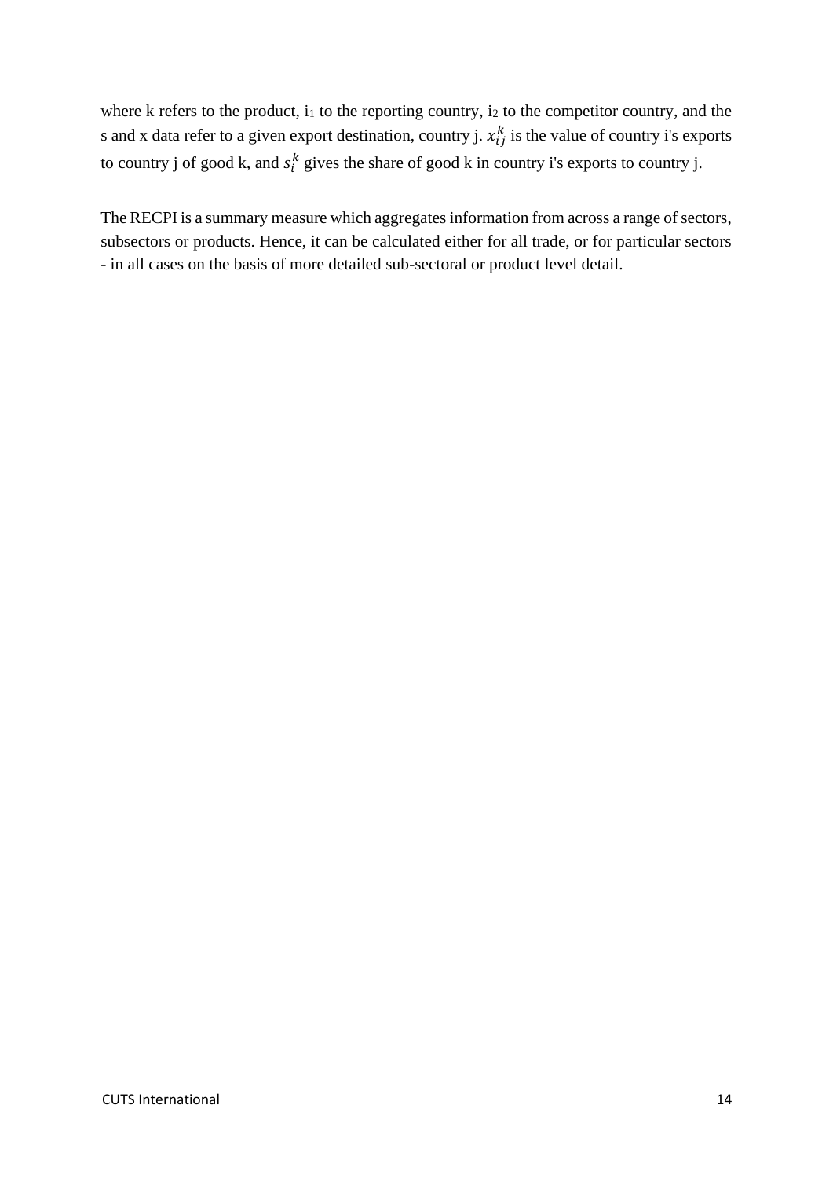where k refers to the product, $i_1$ to the reporting country, $i_2$ to the competitor country, and the s and x data refer to a given export destination, country j. $x_{ij}^k$ is the value of country i's exports to country j of good k, and $s_i^k$ gives the share of good k in country i's exports to country j.

The RECPI is a summary measure which aggregates information from across a range of sectors, subsectors or products. Hence, it can be calculated either for all trade, or for particular sectors - in all cases on the basis of more detailed sub-sectoral or product level detail.